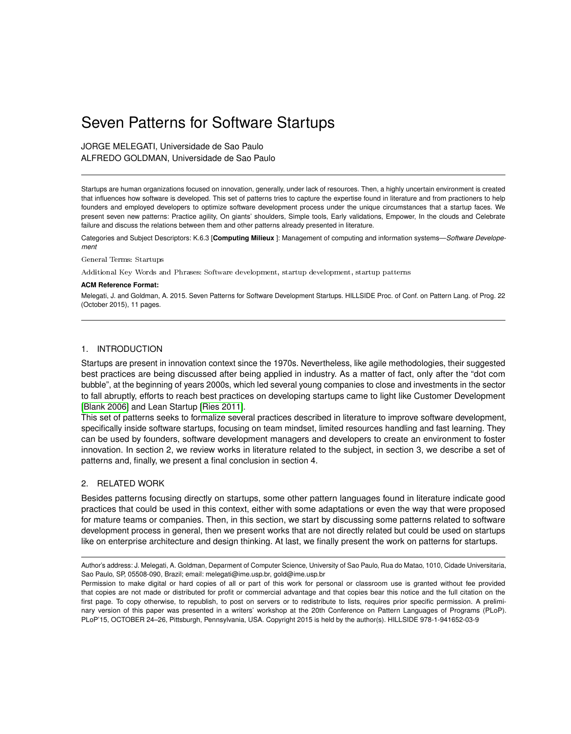# Seven Patterns for Software Startups

JORGE MELEGATI, Universidade de Sao Paulo
ALFREDO GOLDMAN, Universidade de Sao Paulo

---

Startups are human organizations focused on innovation, generally, under lack of resources. Then, a highly uncertain environment is created that influences how software is developed. This set of patterns tries to capture the expertise found in literature and from practioners to help founders and employed developers to optimize software development process under the unique circumstances that a startup faces. We present seven new patterns: Practice agility, On giants' shoulders, Simple tools, Early validations, Empower, In the clouds and Celebrate failure and discuss the relations between them and other patterns already presented in literature.

Categories and Subject Descriptors: K.6.3 [**Computing Milieux** ]: Management of computing and information systems—*Software Developement*

General Terms: Startups

Additional Key Words and Phrases: Software development, startup development, startup patterns

**ACM Reference Format:**

Melegati, J. and Goldman, A. 2015. Seven Patterns for Software Development Startups. HILLSIDE Proc. of Conf. on Pattern Lang. of Prog. 22 (October 2015), 11 pages.

---

## 1. INTRODUCTION

Startups are present in innovation context since the 1970s. Nevertheless, like agile methodologies, their suggested best practices are being discussed after being applied in industry. As a matter of fact, only after the "dot com bubble", at the beginning of years 2000s, which led several young companies to close and investments in the sector to fall abruptly, efforts to reach best practices on developing startups came to light like Customer Development [Blank 2006] and Lean Startup [Ries 2011].

This set of patterns seeks to formalize several practices described in literature to improve software development, specifically inside software startups, focusing on team mindset, limited resources handling and fast learning. They can be used by founders, software development managers and developers to create an environment to foster innovation. In section 2, we review works in literature related to the subject, in section 3, we describe a set of patterns and, finally, we present a final conclusion in section 4.

## 2. RELATED WORK

Besides patterns focusing directly on startups, some other pattern languages found in literature indicate good practices that could be used in this context, either with some adaptations or even the way that were proposed for mature teams or companies. Then, in this section, we start by discussing some patterns related to software development process in general, then we present works that are not directly related but could be used on startups like on enterprise architecture and design thinking. At last, we finally present the work on patterns for startups.

---

Author's address: J. Melegati, A. Goldman, Deparment of Computer Science, University of Sao Paulo, Rua do Matao, 1010, Cidade Universitaria, Sao Paulo, SP, 05508-090, Brazil; email: melegati@ime.usp.br, gold@ime.usp.br

Permission to make digital or hard copies of all or part of this work for personal or classroom use is granted without fee provided that copies are not made or distributed for profit or commercial advantage and that copies bear this notice and the full citation on the first page. To copy otherwise, to republish, to post on servers or to redistribute to lists, requires prior specific permission. A preliminary version of this paper was presented in a writers' workshop at the 20th Conference on Pattern Languages of Programs (PLoP). PLoP'15, OCTOBER 24–26, Pittsburgh, Pennsylvania, USA. Copyright 2015 is held by the author(s). HILLSIDE 978-1-941652-03-9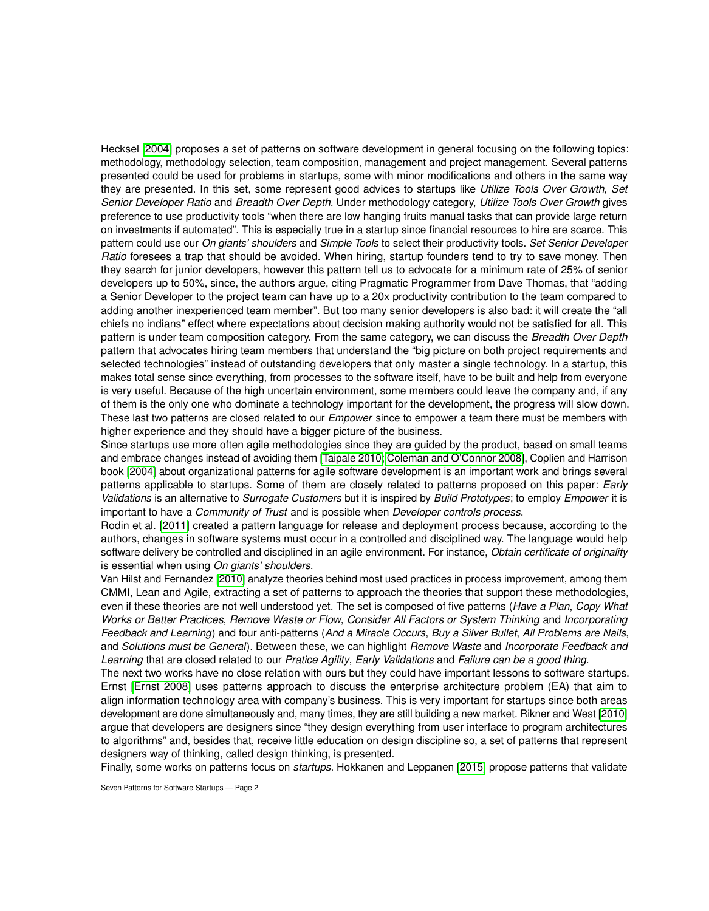Hecksel [2004] proposes a set of patterns on software development in general focusing on the following topics: methodology, methodology selection, team composition, management and project management. Several patterns presented could be used for problems in startups, some with minor modifications and others in the same way they are presented. In this set, some represent good advices to startups like *Utilize Tools Over Growth*, *Set Senior Developer Ratio* and *Breadth Over Depth*. Under methodology category, *Utilize Tools Over Growth* gives preference to use productivity tools "when there are low hanging fruits manual tasks that can provide large return on investments if automated". This is especially true in a startup since financial resources to hire are scarce. This pattern could use our *On giants' shoulders* and *Simple Tools* to select their productivity tools. *Set Senior Developer Ratio* foresees a trap that should be avoided. When hiring, startup founders tend to try to save money. Then they search for junior developers, however this pattern tell us to advocate for a minimum rate of 25% of senior developers up to 50%, since, the authors argue, citing Pragmatic Programmer from Dave Thomas, that "adding a Senior Developer to the project team can have up to a 20x productivity contribution to the team compared to adding another inexperienced team member". But too many senior developers is also bad: it will create the "all chiefs no indians" effect where expectations about decision making authority would not be satisfied for all. This pattern is under team composition category. From the same category, we can discuss the *Breadth Over Depth* pattern that advocates hiring team members that understand the "big picture on both project requirements and selected technologies" instead of outstanding developers that only master a single technology. In a startup, this makes total sense since everything, from processes to the software itself, have to be built and help from everyone is very useful. Because of the high uncertain environment, some members could leave the company and, if any of them is the only one who dominate a technology important for the development, the progress will slow down. These last two patterns are closed related to our *Empower* since to empower a team there must be members with higher experience and they should have a bigger picture of the business.

Since startups use more often agile methodologies since they are guided by the product, based on small teams and embrace changes instead of avoiding them [Taipale 2010; Coleman and O'Connor 2008], Coplien and Harrison book [2004] about organizational patterns for agile software development is an important work and brings several patterns applicable to startups. Some of them are closely related to patterns proposed on this paper: *Early Validations* is an alternative to *Surrogate Customers* but it is inspired by *Build Prototypes*; to employ *Empower* it is important to have a *Community of Trust* and is possible when *Developer controls process*.

Rodin et al. [2011] created a pattern language for release and deployment process because, according to the authors, changes in software systems must occur in a controlled and disciplined way. The language would help software delivery be controlled and disciplined in an agile environment. For instance, *Obtain certificate of originality* is essential when using *On giants' shoulders*.

Van Hilst and Fernandez [2010] analyze theories behind most used practices in process improvement, among them CMMI, Lean and Agile, extracting a set of patterns to approach the theories that support these methodologies, even if these theories are not well understood yet. The set is composed of five patterns (*Have a Plan*, *Copy What Works or Better Practices*, *Remove Waste or Flow*, *Consider All Factors or System Thinking* and *Incorporating Feedback and Learning*) and four anti-patterns (*And a Miracle Occurs*, *Buy a Silver Bullet*, *All Problems are Nails*, and *Solutions must be General*). Between these, we can highlight *Remove Waste* and *Incorporate Feedback and Learning* that are closed related to our *Pratice Agility*, *Early Validations* and *Failure can be a good thing*.

The next two works have no close relation with ours but they could have important lessons to software startups. Ernst [Ernst 2008] uses patterns approach to discuss the enterprise architecture problem (EA) that aim to align information technology area with company's business. This is very important for startups since both areas development are done simultaneously and, many times, they are still building a new market. Rikner and West [2010] argue that developers are designers since "they design everything from user interface to program architectures to algorithms" and, besides that, receive little education on design discipline so, a set of patterns that represent designers way of thinking, called design thinking, is presented.

Finally, some works on patterns focus on *startups*. Hokkanen and Leppanen [2015] propose patterns that validate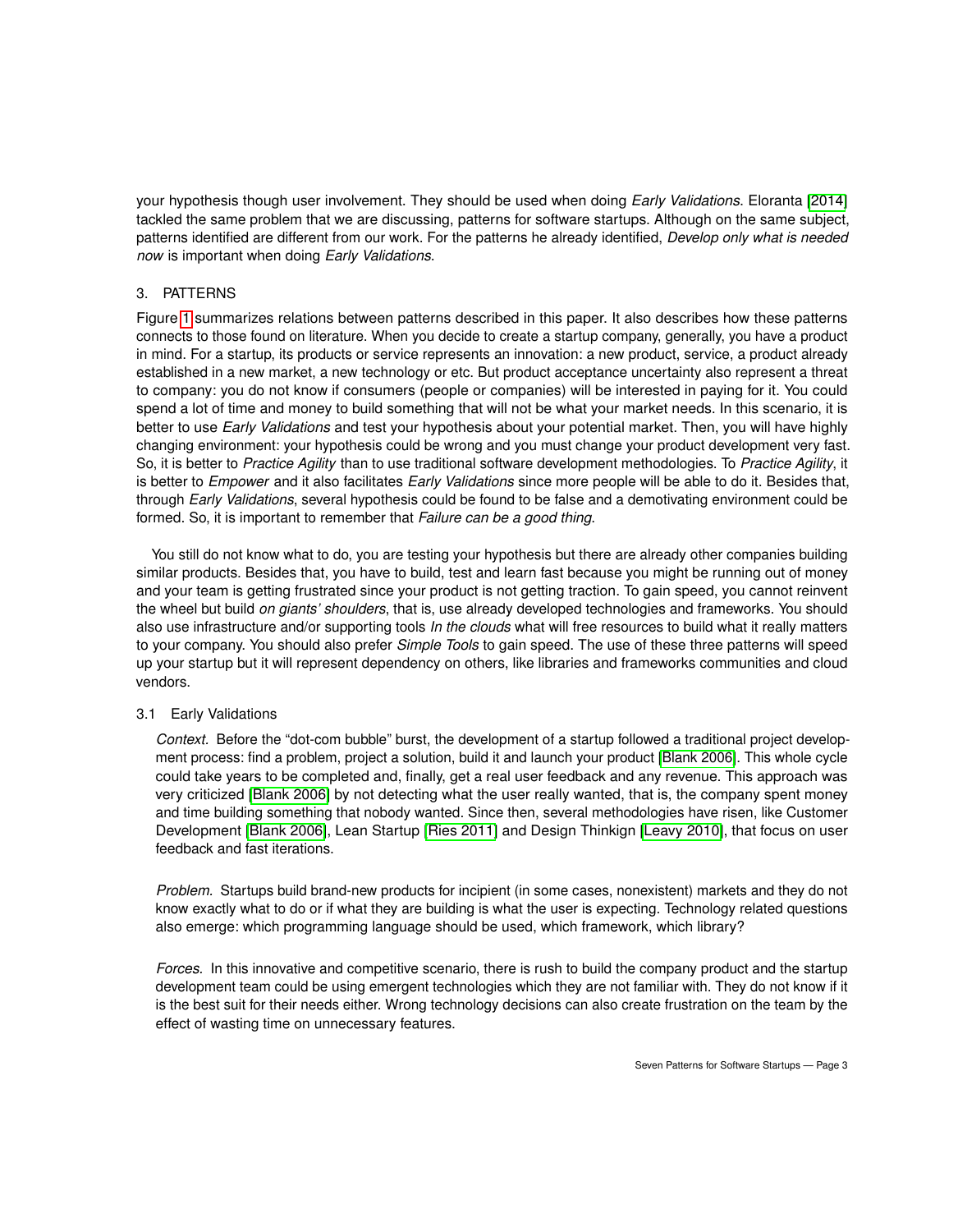your hypothesis though user involvement. They should be used when doing *Early Validations*. Eloranta [2014] tackled the same problem that we are discussing, patterns for software startups. Although on the same subject, patterns identified are different from our work. For the patterns he already identified, *Develop only what is needed now* is important when doing *Early Validations*.

## 3. PATTERNS

Figure 1 summarizes relations between patterns described in this paper. It also describes how these patterns connects to those found on literature. When you decide to create a startup company, generally, you have a product in mind. For a startup, its products or service represents an innovation: a new product, service, a product already established in a new market, a new technology or etc. But product acceptance uncertainty also represent a threat to company: you do not know if consumers (people or companies) will be interested in paying for it. You could spend a lot of time and money to build something that will not be what your market needs. In this scenario, it is better to use *Early Validations* and test your hypothesis about your potential market. Then, you will have highly changing environment: your hypothesis could be wrong and you must change your product development very fast. So, it is better to *Practice Agility* than to use traditional software development methodologies. To *Practice Agility*, it is better to *Empower* and it also facilitates *Early Validations* since more people will be able to do it. Besides that, through *Early Validations*, several hypothesis could be found to be false and a demotivating environment could be formed. So, it is important to remember that *Failure can be a good thing*.

You still do not know what to do, you are testing your hypothesis but there are already other companies building similar products. Besides that, you have to build, test and learn fast because you might be running out of money and your team is getting frustrated since your product is not getting traction. To gain speed, you cannot reinvent the wheel but build *on giants' shoulders*, that is, use already developed technologies and frameworks. You should also use infrastructure and/or supporting tools *In the clouds* what will free resources to build what it really matters to your company. You should also prefer *Simple Tools* to gain speed. The use of these three patterns will speed up your startup but it will represent dependency on others, like libraries and frameworks communities and cloud vendors.

### 3.1 Early Validations

*Context.* Before the "dot-com bubble" burst, the development of a startup followed a traditional project development process: find a problem, project a solution, build it and launch your product [Blank 2006]. This whole cycle could take years to be completed and, finally, get a real user feedback and any revenue. This approach was very criticized [Blank 2006] by not detecting what the user really wanted, that is, the company spent money and time building something that nobody wanted. Since then, several methodologies have risen, like Customer Development [Blank 2006], Lean Startup [Ries 2011] and Design Thinkign [Leavy 2010], that focus on user feedback and fast iterations.

*Problem.* Startups build brand-new products for incipient (in some cases, nonexistent) markets and they do not know exactly what to do or if what they are building is what the user is expecting. Technology related questions also emerge: which programming language should be used, which framework, which library?

*Forces.* In this innovative and competitive scenario, there is rush to build the company product and the startup development team could be using emergent technologies which they are not familiar with. They do not know if it is the best suit for their needs either. Wrong technology decisions can also create frustration on the team by the effect of wasting time on unnecessary features.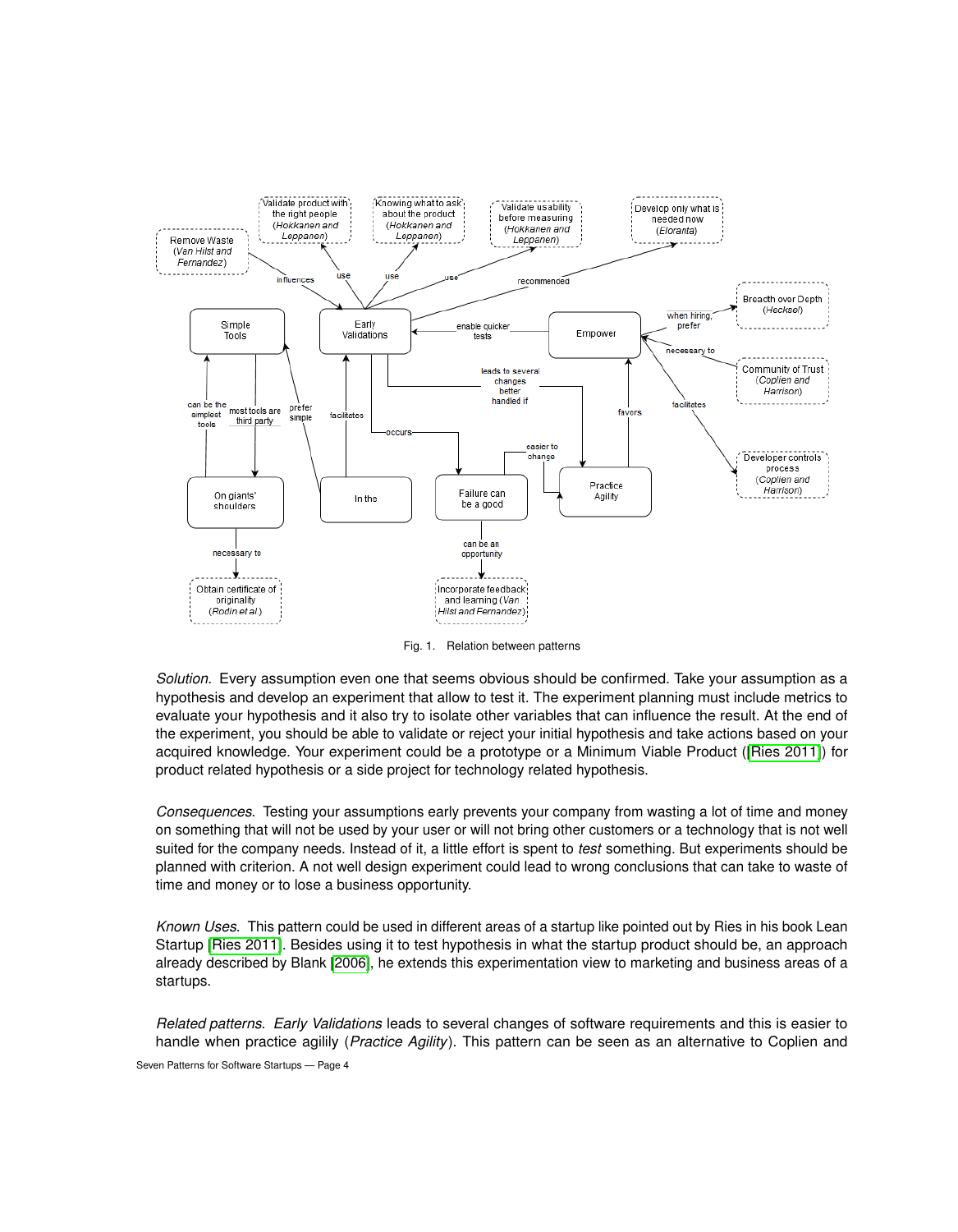Fig. 1. Relation between patterns

*Solution.* Every assumption even one that seems obvious should be confirmed. Take your assumption as a hypothesis and develop an experiment that allow to test it. The experiment planning must include metrics to evaluate your hypothesis and it also try to isolate other variables that can influence the result. At the end of the experiment, you should be able to validate or reject your initial hypothesis and take actions based on your acquired knowledge. Your experiment could be a prototype or a Minimum Viable Product ([Ries 2011]) for product related hypothesis or a side project for technology related hypothesis.

*Consequences.* Testing your assumptions early prevents your company from wasting a lot of time and money on something that will not be used by your user or will not bring other customers or a technology that is not well suited for the company needs. Instead of it, a little effort is spent to *test* something. But experiments should be planned with criterion. A not well design experiment could lead to wrong conclusions that can take to waste of time and money or to lose a business opportunity.

*Known Uses.* This pattern could be used in different areas of a startup like pointed out by Ries in his book Lean Startup [Ries 2011]. Besides using it to test hypothesis in what the startup product should be, an approach already described by Blank [2006], he extends this experimentation view to marketing and business areas of a startups.

*Related patterns. Early Validations* leads to several changes of software requirements and this is easier to handle when practice agilily (*Practice Agility*). This pattern can be seen as an alternative to Coplien and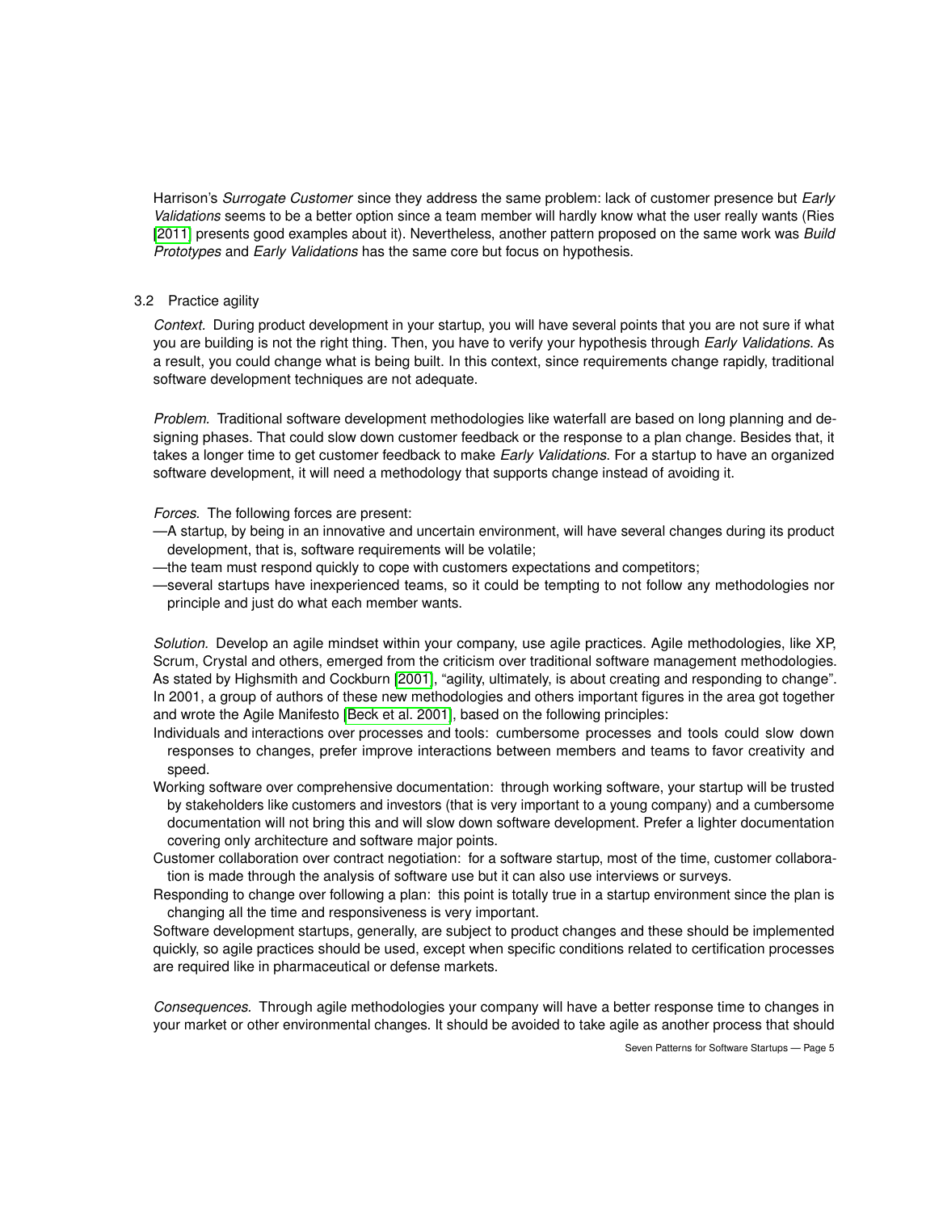Harrison's *Surrogate Customer* since they address the same problem: lack of customer presence but *Early Validations* seems to be a better option since a team member will hardly know what the user really wants (Ries [2011] presents good examples about it). Nevertheless, another pattern proposed on the same work was *Build Prototypes* and *Early Validations* has the same core but focus on hypothesis.

### 3.2 Practice agility

*Context.* During product development in your startup, you will have several points that you are not sure if what you are building is not the right thing. Then, you have to verify your hypothesis through *Early Validations*. As a result, you could change what is being built. In this context, since requirements change rapidly, traditional software development techniques are not adequate.

*Problem.* Traditional software development methodologies like waterfall are based on long planning and designing phases. That could slow down customer feedback or the response to a plan change. Besides that, it takes a longer time to get customer feedback to make *Early Validations*. For a startup to have an organized software development, it will need a methodology that supports change instead of avoiding it.

*Forces.* The following forces are present:

—A startup, by being in an innovative and uncertain environment, will have several changes during its product development, that is, software requirements will be volatile;

—the team must respond quickly to cope with customers expectations and competitors;

—several startups have inexperienced teams, so it could be tempting to not follow any methodologies nor principle and just do what each member wants.

*Solution.* Develop an agile mindset within your company, use agile practices. Agile methodologies, like XP, Scrum, Crystal and others, emerged from the criticism over traditional software management methodologies. As stated by Highsmith and Cockburn [2001], "agility, ultimately, is about creating and responding to change". In 2001, a group of authors of these new methodologies and others important figures in the area got together and wrote the Agile Manifesto [Beck et al. 2001], based on the following principles:

Individuals and interactions over processes and tools: cumbersome processes and tools could slow down responses to changes, prefer improve interactions between members and teams to favor creativity and speed.

Working software over comprehensive documentation: through working software, your startup will be trusted by stakeholders like customers and investors (that is very important to a young company) and a cumbersome documentation will not bring this and will slow down software development. Prefer a lighter documentation covering only architecture and software major points.

Customer collaboration over contract negotiation: for a software startup, most of the time, customer collaboration is made through the analysis of software use but it can also use interviews or surveys.

Responding to change over following a plan: this point is totally true in a startup environment since the plan is changing all the time and responsiveness is very important.

Software development startups, generally, are subject to product changes and these should be implemented quickly, so agile practices should be used, except when specific conditions related to certification processes are required like in pharmaceutical or defense markets.

*Consequences.* Through agile methodologies your company will have a better response time to changes in your market or other environmental changes. It should be avoided to take agile as another process that should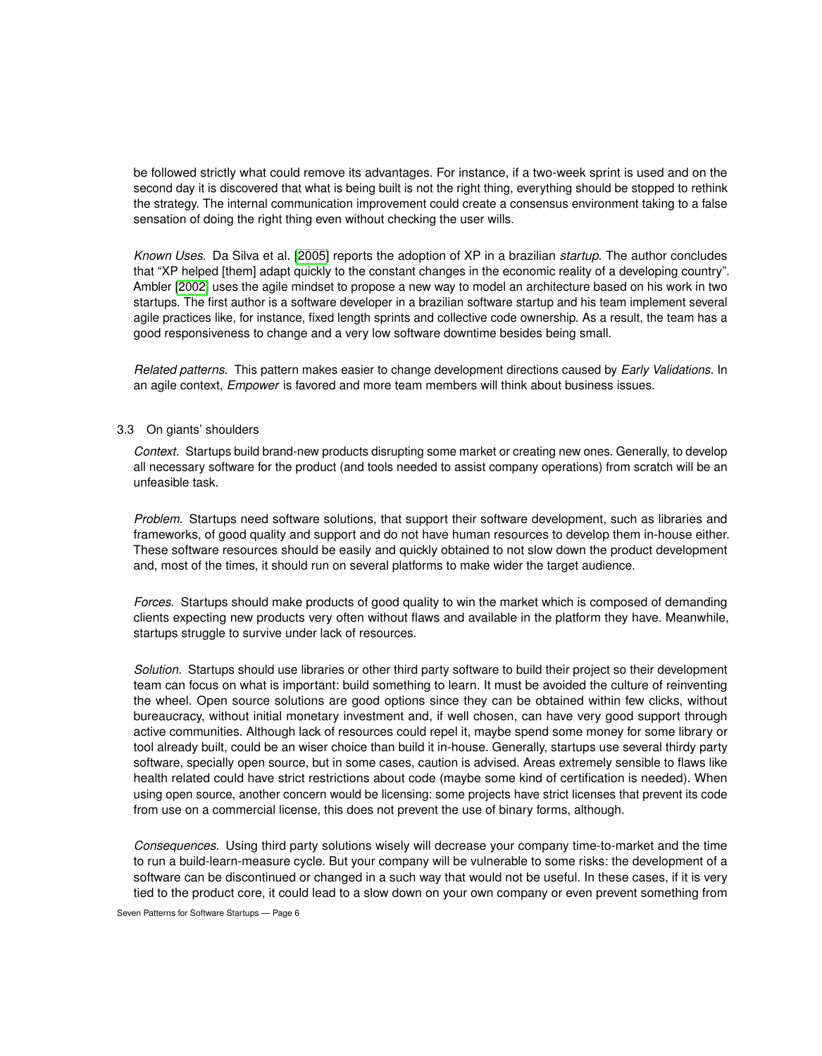be followed strictly what could remove its advantages. For instance, if a two-week sprint is used and on the second day it is discovered that what is being built is not the right thing, everything should be stopped to rethink the strategy. The internal communication improvement could create a consensus environment taking to a false sensation of doing the right thing even without checking the user wills.

*Known Uses.* Da Silva et al. [2005] reports the adoption of XP in a brazilian *startup*. The author concludes that "XP helped [them] adapt quickly to the constant changes in the economic reality of a developing country". Ambler [2002] uses the agile mindset to propose a new way to model an architecture based on his work in two startups. The first author is a software developer in a brazilian software startup and his team implement several agile practices like, for instance, fixed length sprints and collective code ownership. As a result, the team has a good responsiveness to change and a very low software downtime besides being small.

*Related patterns.* This pattern makes easier to change development directions caused by *Early Validations*. In an agile context, *Empower* is favored and more team members will think about business issues.

### 3.3 On giants' shoulders

*Context.* Startups build brand-new products disrupting some market or creating new ones. Generally, to develop all necessary software for the product (and tools needed to assist company operations) from scratch will be an unfeasible task.

*Problem.* Startups need software solutions, that support their software development, such as libraries and frameworks, of good quality and support and do not have human resources to develop them in-house either. These software resources should be easily and quickly obtained to not slow down the product development and, most of the times, it should run on several platforms to make wider the target audience.

*Forces.* Startups should make products of good quality to win the market which is composed of demanding clients expecting new products very often without flaws and available in the platform they have. Meanwhile, startups struggle to survive under lack of resources.

*Solution.* Startups should use libraries or other third party software to build their project so their development team can focus on what is important: build something to learn. It must be avoided the culture of reinventing the wheel. Open source solutions are good options since they can be obtained within few clicks, without bureaucracy, without initial monetary investment and, if well chosen, can have very good support through active communities. Although lack of resources could repel it, maybe spend some money for some library or tool already built, could be an wiser choice than build it in-house. Generally, startups use several thirdy party software, specially open source, but in some cases, caution is advised. Areas extremely sensible to flaws like health related could have strict restrictions about code (maybe some kind of certification is needed). When using open source, another concern would be licensing: some projects have strict licenses that prevent its code from use on a commercial license, this does not prevent the use of binary forms, although.

*Consequences.* Using third party solutions wisely will decrease your company time-to-market and the time to run a build-learn-measure cycle. But your company will be vulnerable to some risks: the development of a software can be discontinued or changed in a such way that would not be useful. In these cases, if it is very tied to the product core, it could lead to a slow down on your own company or even prevent something from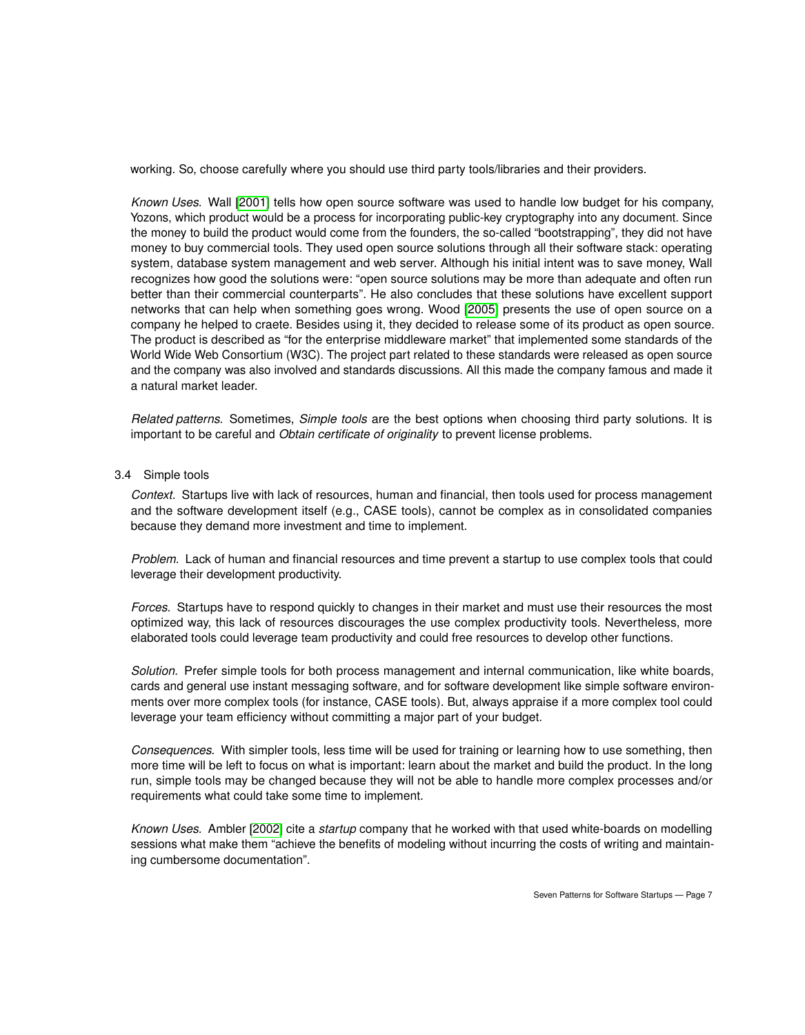working. So, choose carefully where you should use third party tools/libraries and their providers.

*Known Uses.* Wall [2001] tells how open source software was used to handle low budget for his company, Yozons, which product would be a process for incorporating public-key cryptography into any document. Since the money to build the product would come from the founders, the so-called "bootstrapping", they did not have money to buy commercial tools. They used open source solutions through all their software stack: operating system, database system management and web server. Although his initial intent was to save money, Wall recognizes how good the solutions were: "open source solutions may be more than adequate and often run better than their commercial counterparts". He also concludes that these solutions have excellent support networks that can help when something goes wrong. Wood [2005] presents the use of open source on a company he helped to craete. Besides using it, they decided to release some of its product as open source. The product is described as "for the enterprise middleware market" that implemented some standards of the World Wide Web Consortium (W3C). The project part related to these standards were released as open source and the company was also involved and standards discussions. All this made the company famous and made it a natural market leader.

*Related patterns.* Sometimes, *Simple tools* are the best options when choosing third party solutions. It is important to be careful and *Obtain certificate of originality* to prevent license problems.

### 3.4 Simple tools

*Context.* Startups live with lack of resources, human and financial, then tools used for process management and the software development itself (e.g., CASE tools), cannot be complex as in consolidated companies because they demand more investment and time to implement.

*Problem.* Lack of human and financial resources and time prevent a startup to use complex tools that could leverage their development productivity.

*Forces.* Startups have to respond quickly to changes in their market and must use their resources the most optimized way, this lack of resources discourages the use complex productivity tools. Nevertheless, more elaborated tools could leverage team productivity and could free resources to develop other functions.

*Solution.* Prefer simple tools for both process management and internal communication, like white boards, cards and general use instant messaging software, and for software development like simple software environments over more complex tools (for instance, CASE tools). But, always appraise if a more complex tool could leverage your team efficiency without committing a major part of your budget.

*Consequences.* With simpler tools, less time will be used for training or learning how to use something, then more time will be left to focus on what is important: learn about the market and build the product. In the long run, simple tools may be changed because they will not be able to handle more complex processes and/or requirements what could take some time to implement.

*Known Uses.* Ambler [2002] cite a *startup* company that he worked with that used white-boards on modelling sessions what make them "achieve the benefits of modeling without incurring the costs of writing and maintaining cumbersome documentation".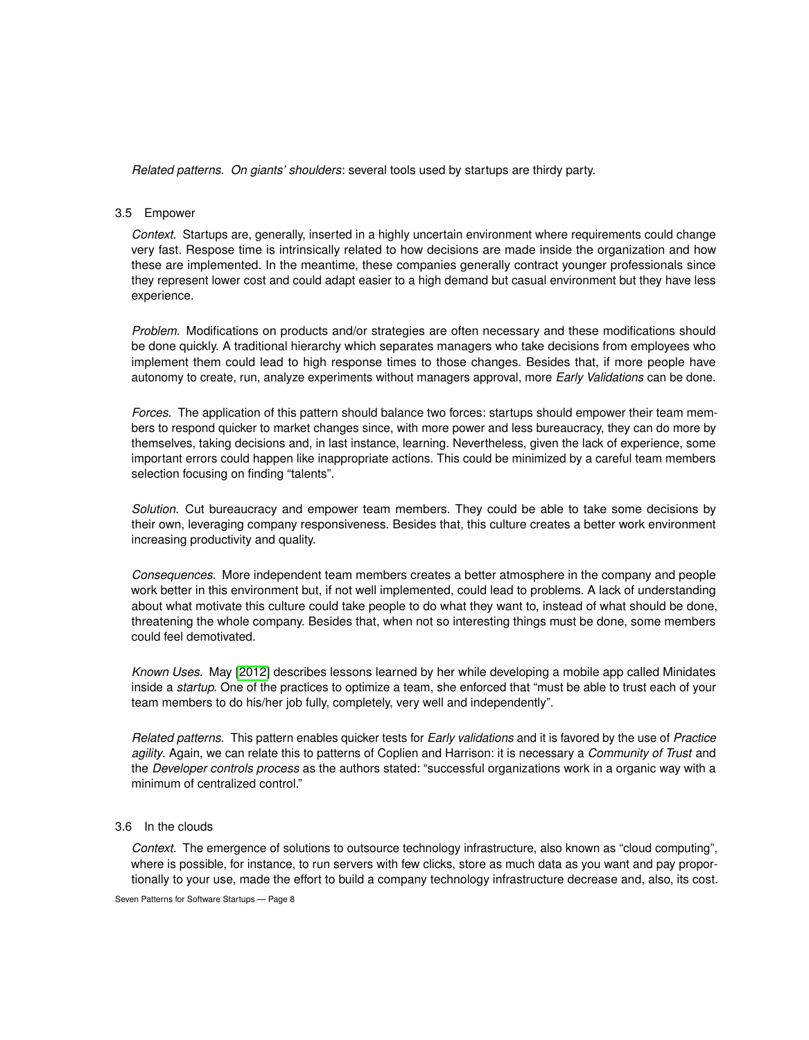*Related patterns. On giants' shoulders*: several tools used by startups are thirdy party.

### 3.5 Empower

*Context.* Startups are, generally, inserted in a highly uncertain environment where requirements could change very fast. Respose time is intrinsically related to how decisions are made inside the organization and how these are implemented. In the meantime, these companies generally contract younger professionals since they represent lower cost and could adapt easier to a high demand but casual environment but they have less experience.

*Problem.* Modifications on products and/or strategies are often necessary and these modifications should be done quickly. A traditional hierarchy which separates managers who take decisions from employees who implement them could lead to high response times to those changes. Besides that, if more people have autonomy to create, run, analyze experiments without managers approval, more *Early Validations* can be done.

*Forces.* The application of this pattern should balance two forces: startups should empower their team members to respond quicker to market changes since, with more power and less bureaucracy, they can do more by themselves, taking decisions and, in last instance, learning. Nevertheless, given the lack of experience, some important errors could happen like inappropriate actions. This could be minimized by a careful team members selection focusing on finding "talents".

*Solution.* Cut bureaucracy and empower team members. They could be able to take some decisions by their own, leveraging company responsiveness. Besides that, this culture creates a better work environment increasing productivity and quality.

*Consequences.* More independent team members creates a better atmosphere in the company and people work better in this environment but, if not well implemented, could lead to problems. A lack of understanding about what motivate this culture could take people to do what they want to, instead of what should be done, threatening the whole company. Besides that, when not so interesting things must be done, some members could feel demotivated.

*Known Uses.* May [2012] describes lessons learned by her while developing a mobile app called Minidates inside a *startup*. One of the practices to optimize a team, she enforced that "must be able to trust each of your team members to do his/her job fully, completely, very well and independently".

*Related patterns.* This pattern enables quicker tests for *Early validations* and it is favored by the use of *Practice agility*. Again, we can relate this to patterns of Coplien and Harrison: it is necessary a *Community of Trust* and the *Developer controls process* as the authors stated: "successful organizations work in a organic way with a minimum of centralized control."

### 3.6 In the clouds

*Context.* The emergence of solutions to outsource technology infrastructure, also known as "cloud computing", where is possible, for instance, to run servers with few clicks, store as much data as you want and pay proportionally to your use, made the effort to build a company technology infrastructure decrease and, also, its cost.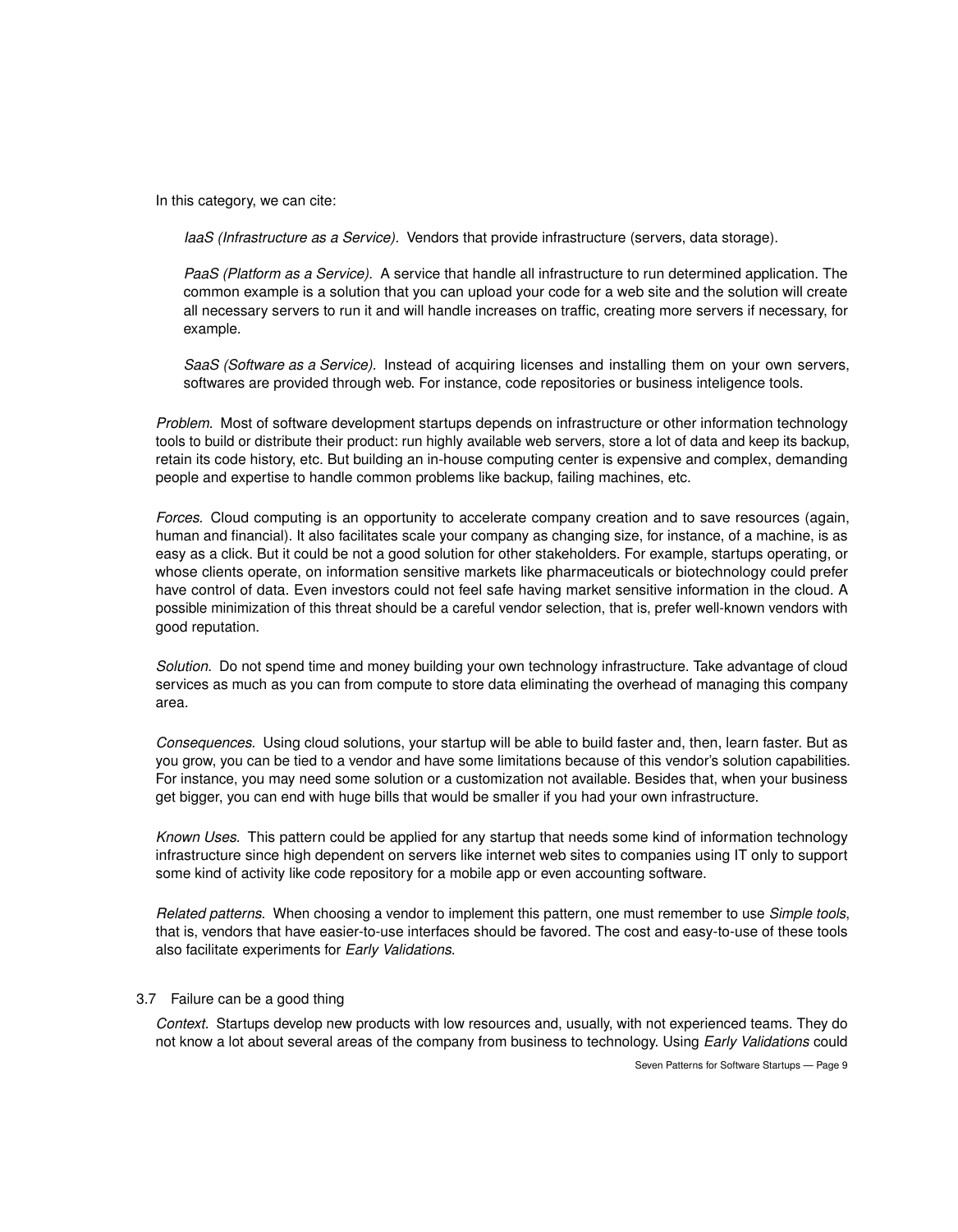In this category, we can cite:

*IaaS (Infrastructure as a Service).* Vendors that provide infrastructure (servers, data storage).

*PaaS (Platform as a Service).* A service that handle all infrastructure to run determined application. The common example is a solution that you can upload your code for a web site and the solution will create all necessary servers to run it and will handle increases on traffic, creating more servers if necessary, for example.

*SaaS (Software as a Service).* Instead of acquiring licenses and installing them on your own servers, softwares are provided through web. For instance, code repositories or business inteligence tools.

*Problem.* Most of software development startups depends on infrastructure or other information technology tools to build or distribute their product: run highly available web servers, store a lot of data and keep its backup, retain its code history, etc. But building an in-house computing center is expensive and complex, demanding people and expertise to handle common problems like backup, failing machines, etc.

*Forces.* Cloud computing is an opportunity to accelerate company creation and to save resources (again, human and financial). It also facilitates scale your company as changing size, for instance, of a machine, is as easy as a click. But it could be not a good solution for other stakeholders. For example, startups operating, or whose clients operate, on information sensitive markets like pharmaceuticals or biotechnology could prefer have control of data. Even investors could not feel safe having market sensitive information in the cloud. A possible minimization of this threat should be a careful vendor selection, that is, prefer well-known vendors with good reputation.

*Solution.* Do not spend time and money building your own technology infrastructure. Take advantage of cloud services as much as you can from compute to store data eliminating the overhead of managing this company area.

*Consequences.* Using cloud solutions, your startup will be able to build faster and, then, learn faster. But as you grow, you can be tied to a vendor and have some limitations because of this vendor's solution capabilities. For instance, you may need some solution or a customization not available. Besides that, when your business get bigger, you can end with huge bills that would be smaller if you had your own infrastructure.

*Known Uses.* This pattern could be applied for any startup that needs some kind of information technology infrastructure since high dependent on servers like internet web sites to companies using IT only to support some kind of activity like code repository for a mobile app or even accounting software.

*Related patterns.* When choosing a vendor to implement this pattern, one must remember to use *Simple tools*, that is, vendors that have easier-to-use interfaces should be favored. The cost and easy-to-use of these tools also facilitate experiments for *Early Validations*.

### 3.7 Failure can be a good thing

*Context.* Startups develop new products with low resources and, usually, with not experienced teams. They do not know a lot about several areas of the company from business to technology. Using *Early Validations* could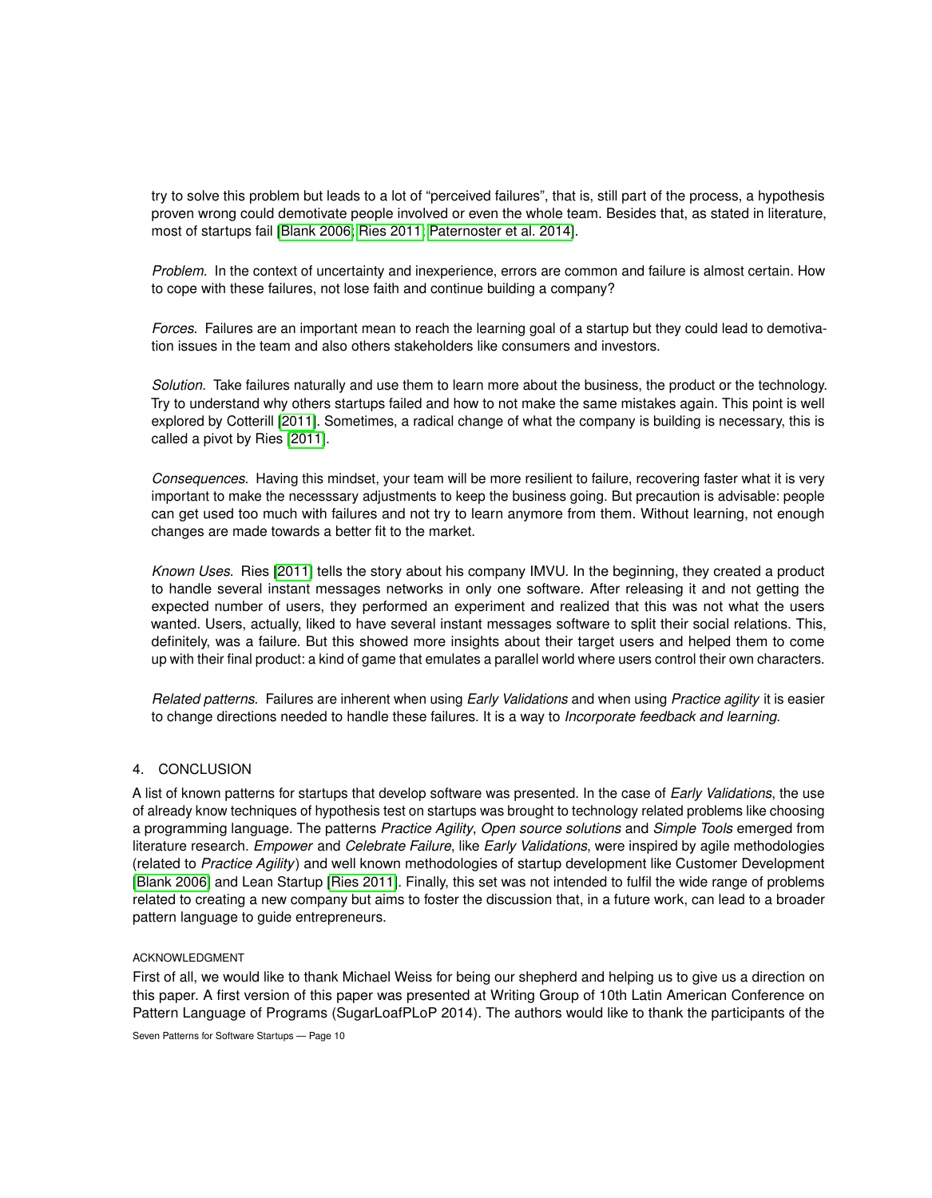try to solve this problem but leads to a lot of "perceived failures", that is, still part of the process, a hypothesis proven wrong could demotivate people involved or even the whole team. Besides that, as stated in literature, most of startups fail [Blank 2006; Ries 2011; Paternoster et al. 2014].

*Problem.* In the context of uncertainty and inexperience, errors are common and failure is almost certain. How to cope with these failures, not lose faith and continue building a company?

*Forces.* Failures are an important mean to reach the learning goal of a startup but they could lead to demotivation issues in the team and also others stakeholders like consumers and investors.

*Solution.* Take failures naturally and use them to learn more about the business, the product or the technology. Try to understand why others startups failed and how to not make the same mistakes again. This point is well explored by Cotterill [2011]. Sometimes, a radical change of what the company is building is necessary, this is called a pivot by Ries [2011].

*Consequences.* Having this mindset, your team will be more resilient to failure, recovering faster what it is very important to make the necesssary adjustments to keep the business going. But precaution is advisable: people can get used too much with failures and not try to learn anymore from them. Without learning, not enough changes are made towards a better fit to the market.

*Known Uses.* Ries [2011] tells the story about his company IMVU. In the beginning, they created a product to handle several instant messages networks in only one software. After releasing it and not getting the expected number of users, they performed an experiment and realized that this was not what the users wanted. Users, actually, liked to have several instant messages software to split their social relations. This, definitely, was a failure. But this showed more insights about their target users and helped them to come up with their final product: a kind of game that emulates a parallel world where users control their own characters.

*Related patterns.* Failures are inherent when using *Early Validations* and when using *Practice agility* it is easier to change directions needed to handle these failures. It is a way to *Incorporate feedback and learning*.

## 4. CONCLUSION

A list of known patterns for startups that develop software was presented. In the case of *Early Validations*, the use of already know techniques of hypothesis test on startups was brought to technology related problems like choosing a programming language. The patterns *Practice Agility*, *Open source solutions* and *Simple Tools* emerged from literature research. *Empower* and *Celebrate Failure*, like *Early Validations*, were inspired by agile methodologies (related to *Practice Agility*) and well known methodologies of startup development like Customer Development [Blank 2006] and Lean Startup [Ries 2011]. Finally, this set was not intended to fulfil the wide range of problems related to creating a new company but aims to foster the discussion that, in a future work, can lead to a broader pattern language to guide entrepreneurs.

### ACKNOWLEDGMENT

First of all, we would like to thank Michael Weiss for being our shepherd and helping us to give us a direction on this paper. A first version of this paper was presented at Writing Group of 10th Latin American Conference on Pattern Language of Programs (SugarLoafPLoP 2014). The authors would like to thank the participants of the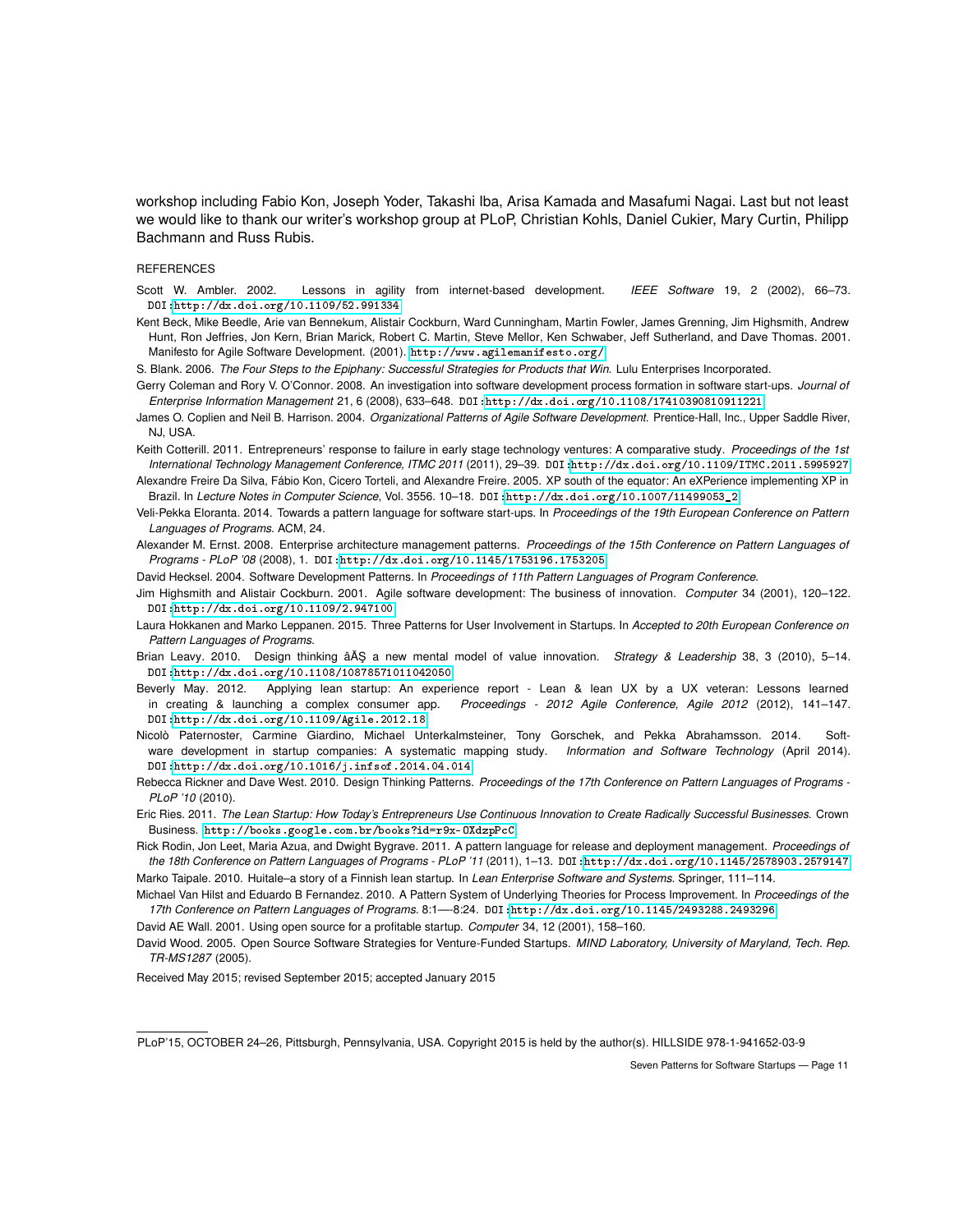workshop including Fabio Kon, Joseph Yoder, Takashi Iba, Arisa Kamada and Masafumi Nagai. Last but not least we would like to thank our writer's workshop group at PLoP, Christian Kohls, Daniel Cukier, Mary Curtin, Philipp Bachmann and Russ Rubis.

## REFERENCES

Scott W. Ambler. 2002. Lessons in agility from internet-based development. *IEEE Software* 19, 2 (2002), 66–73. DOI: http://dx.doi.org/10.1109/52.991334

Kent Beck, Mike Beedle, Arie van Bennekum, Alistair Cockburn, Ward Cunningham, Martin Fowler, James Grenning, Jim Highsmith, Andrew Hunt, Ron Jeffries, Jon Kern, Brian Marick, Robert C. Martin, Steve Mellor, Ken Schwaber, Jeff Sutherland, and Dave Thomas. 2001. Manifesto for Agile Software Development. (2001). http://www.agilemanifesto.org/

S. Blank. 2006. *The Four Steps to the Epiphany: Successful Strategies for Products that Win.* Lulu Enterprises Incorporated.

Gerry Coleman and Rory V. O'Connor. 2008. An investigation into software development process formation in software start-ups. *Journal of Enterprise Information Management* 21, 6 (2008), 633–648. DOI: http://dx.doi.org/10.1108/17410390810911221

James O. Coplien and Neil B. Harrison. 2004. *Organizational Patterns of Agile Software Development.* Prentice-Hall, Inc., Upper Saddle River, NJ, USA.

Keith Cotterill. 2011. Entrepreneurs' response to failure in early stage technology ventures: A comparative study. *Proceedings of the 1st International Technology Management Conference, ITMC 2011* (2011), 29–39. DOI: http://dx.doi.org/10.1109/ITMC.2011.5995927

Alexandre Freire Da Silva, Fábio Kon, Cicero Torteli, and Alexandre Freire. 2005. XP south of the equator: An eXPerience implementing XP in Brazil. In *Lecture Notes in Computer Science*, Vol. 3556. 10–18. DOI: http://dx.doi.org/10.1007/11499053_2

Veli-Pekka Eloranta. 2014. Towards a pattern language for software start-ups. In *Proceedings of the 19th European Conference on Pattern Languages of Programs.* ACM, 24.

Alexander M. Ernst. 2008. Enterprise architecture management patterns. *Proceedings of the 15th Conference on Pattern Languages of Programs - PLoP '08* (2008), 1. DOI: http://dx.doi.org/10.1145/1753196.1753205

David Hecksel. 2004. Software Development Patterns. In *Proceedings of 11th Pattern Languages of Program Conference.*

Jim Highsmith and Alistair Cockburn. 2001. Agile software development: The business of innovation. *Computer* 34 (2001), 120–122. DOI: http://dx.doi.org/10.1109/2.947100

Laura Hokkanen and Marko Leppanen. 2015. Three Patterns for User Involvement in Startups. In *Accepted to 20th European Conference on Pattern Languages of Programs.*

Brian Leavy. 2010. Design thinking âĂŞ a new mental model of value innovation. *Strategy & Leadership* 38, 3 (2010), 5–14. DOI: http://dx.doi.org/10.1108/10878571011042050

Beverly May. 2012. Applying lean startup: An experience report - Lean & lean UX by a UX veteran: Lessons learned in creating & launching a complex consumer app. *Proceedings - 2012 Agile Conference, Agile 2012* (2012), 141–147. DOI: http://dx.doi.org/10.1109/Agile.2012.18

Nicolò Paternoster, Carmine Giardino, Michael Unterkalmsteiner, Tony Gorschek, and Pekka Abrahamsson. 2014. Software development in startup companies: A systematic mapping study. *Information and Software Technology* (April 2014). DOI: http://dx.doi.org/10.1016/j.infsof.2014.04.014

Rebecca Rickner and Dave West. 2010. Design Thinking Patterns. *Proceedings of the 17th Conference on Pattern Languages of Programs - PLoP '10* (2010).

Eric Ries. 2011. *The Lean Startup: How Today's Entrepreneurs Use Continuous Innovation to Create Radically Successful Businesses.* Crown Business. http://books.google.com.br/books?id=r9x-OXdzpPcC

Rick Rodin, Jon Leet, Maria Azua, and Dwight Bygrave. 2011. A pattern language for release and deployment management. *Proceedings of the 18th Conference on Pattern Languages of Programs - PLoP '11* (2011), 1–13. DOI: http://dx.doi.org/10.1145/2578903.2579147

Marko Taipale. 2010. Huitale–a story of a Finnish lean startup. In *Lean Enterprise Software and Systems.* Springer, 111–114.

Michael Van Hilst and Eduardo B Fernandez. 2010. A Pattern System of Underlying Theories for Process Improvement. In *Proceedings of the 17th Conference on Pattern Languages of Programs.* 8:1—-8:24. DOI: http://dx.doi.org/10.1145/2493288.2493296

David AE Wall. 2001. Using open source for a profitable startup. *Computer* 34, 12 (2001), 158–160.

David Wood. 2005. Open Source Software Strategies for Venture-Funded Startups. *MIND Laboratory, University of Maryland, Tech. Rep. TR-MS1287* (2005).

Received May 2015; revised September 2015; accepted January 2015

PLoP'15, OCTOBER 24–26, Pittsburgh, Pennsylvania, USA. Copyright 2015 is held by the author(s). HILLSIDE 978-1-941652-03-9